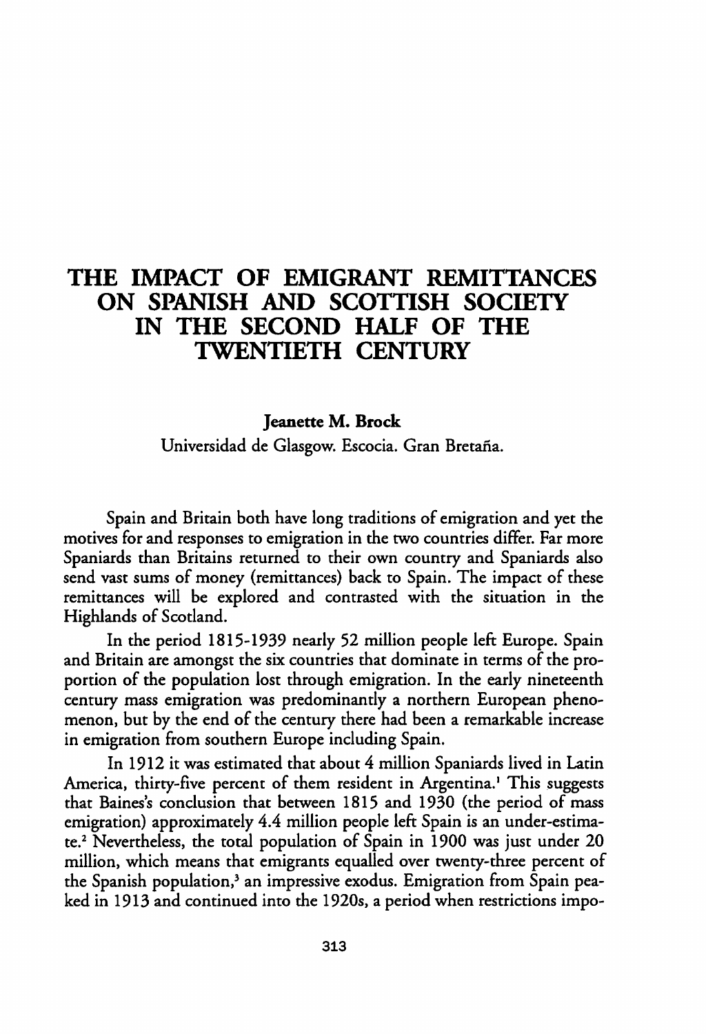# THE IMPACT OF EMIGRANT REMITTANCES ON SPANISH AND SCOTTISH SOCIETY IN THE SECOND HALF OF THE TWENTIETH CENTURY

**Jeanette M. Brock**
Universidad de Glasgow. Escocia. Gran Bretaña.

Spain and Britain both have long traditions of emigration and yet the motives for and responses to emigration in the two countries differ. Far more Spaniards than Britains returned to their own country and Spaniards also send vast sums of money (remittances) back to Spain. The impact of these remittances will be explored and contrasted with the situation in the Highlands of Scotland.

In the period 1815-1939 nearly 52 million people left Europe. Spain and Britain are amongst the six countries that dominate in terms of the proportion of the population lost through emigration. In the early nineteenth century mass emigration was predominantly a northern European phenomenon, but by the end of the century there had been a remarkable increase in emigration from southern Europe including Spain.

In 1912 it was estimated that about 4 million Spaniards lived in Latin America, thirty-five percent of them resident in Argentina.[1] This suggests that Baines's conclusion that between 1815 and 1930 (the period of mass emigration) approximately 4.4 million people left Spain is an under-estimate.[2] Nevertheless, the total population of Spain in 1900 was just under 20 million, which means that emigrants equalled over twenty-three percent of the Spanish population,[3] an impressive exodus. Emigration from Spain peaked in 1913 and continued into the 1920s, a period when restrictions impo-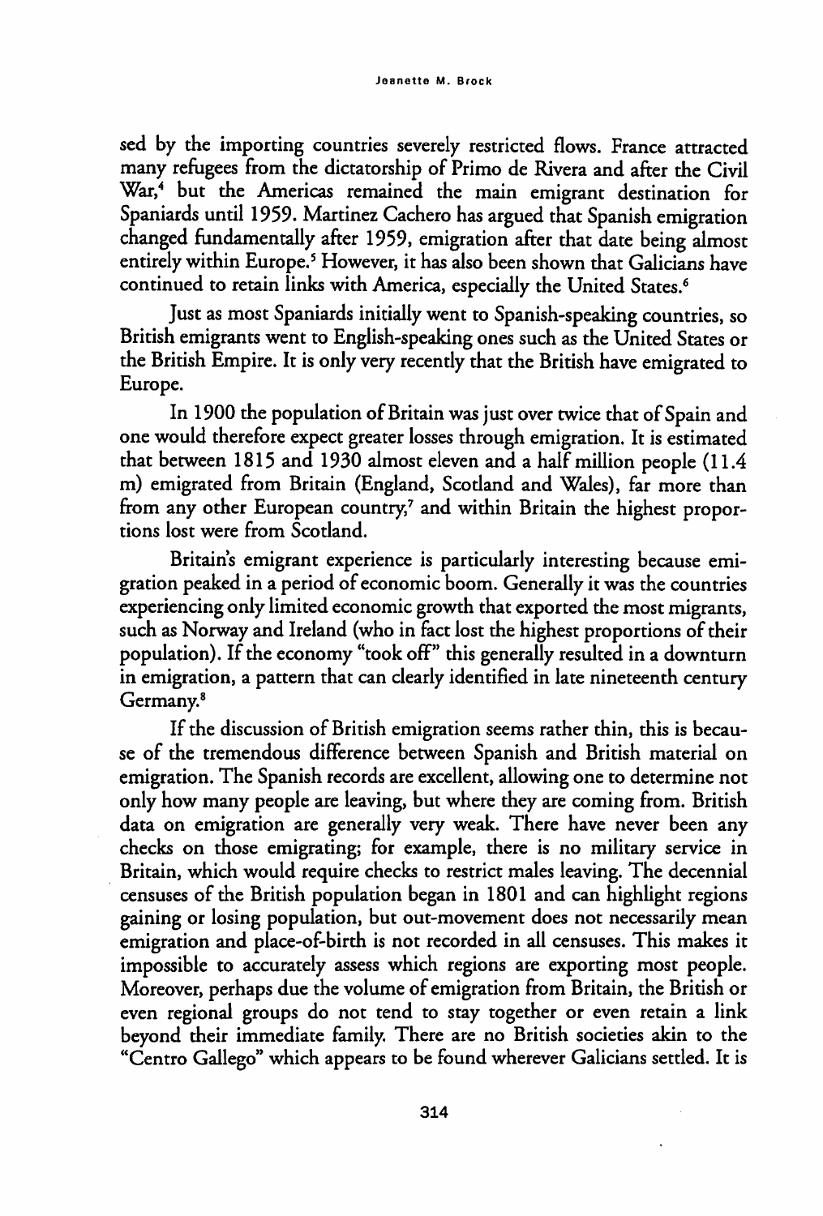sed by the importing countries severely restricted flows. France attracted many refugees from the dictatorship of Primo de Rivera and after the Civil War,[4] but the Americas remained the main emigrant destination for Spaniards until 1959. Martinez Cachero has argued that Spanish emigration changed fundamentally after 1959, emigration after that date being almost entirely within Europe.[5] However, it has also been shown that Galicians have continued to retain links with America, especially the United States.[6]

Just as most Spaniards initially went to Spanish-speaking countries, so British emigrants went to English-speaking ones such as the United States or the British Empire. It is only very recently that the British have emigrated to Europe.

In 1900 the population of Britain was just over twice that of Spain and one would therefore expect greater losses through emigration. It is estimated that between 1815 and 1930 almost eleven and a half million people (11.4 m) emigrated from Britain (England, Scotland and Wales), far more than from any other European country,[7] and within Britain the highest proportions lost were from Scotland.

Britain's emigrant experience is particularly interesting because emigration peaked in a period of economic boom. Generally it was the countries experiencing only limited economic growth that exported the most migrants, such as Norway and Ireland (who in fact lost the highest proportions of their population). If the economy "took off" this generally resulted in a downturn in emigration, a pattern that can clearly identified in late nineteenth century Germany.[8]

If the discussion of British emigration seems rather thin, this is because of the tremendous difference between Spanish and British material on emigration. The Spanish records are excellent, allowing one to determine not only how many people are leaving, but where they are coming from. British data on emigration are generally very weak. There have never been any checks on those emigrating; for example, there is no military service in Britain, which would require checks to restrict males leaving. The decennial censuses of the British population began in 1801 and can highlight regions gaining or losing population, but out-movement does not necessarily mean emigration and place-of-birth is not recorded in all censuses. This makes it impossible to accurately assess which regions are exporting most people. Moreover, perhaps due the volume of emigration from Britain, the British or even regional groups do not tend to stay together or even retain a link beyond their immediate family. There are no British societies akin to the "Centro Gallego" which appears to be found wherever Galicians settled. It is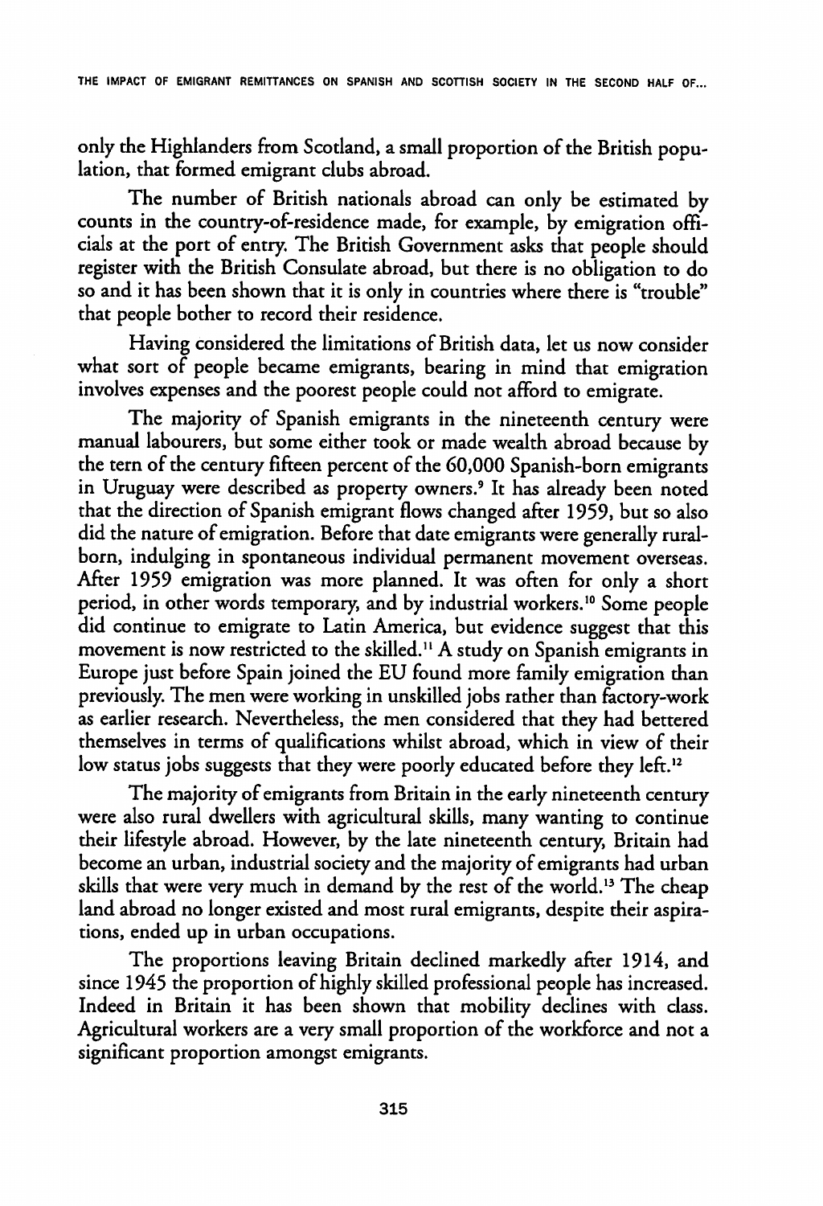only the Highlanders from Scotland, a small proportion of the British population, that formed emigrant clubs abroad.

The number of British nationals abroad can only be estimated by counts in the country-of-residence made, for example, by emigration officials at the port of entry. The British Government asks that people should register with the British Consulate abroad, but there is no obligation to do so and it has been shown that it is only in countries where there is "trouble" that people bother to record their residence.

Having considered the limitations of British data, let us now consider what sort of people became emigrants, bearing in mind that emigration involves expenses and the poorest people could not afford to emigrate.

The majority of Spanish emigrants in the nineteenth century were manual labourers, but some either took or made wealth abroad because by the tern of the century fifteen percent of the 60,000 Spanish-born emigrants in Uruguay were described as property owners.[9] It has already been noted that the direction of Spanish emigrant flows changed after 1959, but so also did the nature of emigration. Before that date emigrants were generally rural-born, indulging in spontaneous individual permanent movement overseas. After 1959 emigration was more planned. It was often for only a short period, in other words temporary, and by industrial workers.[10] Some people did continue to emigrate to Latin America, but evidence suggest that this movement is now restricted to the skilled.[11] A study on Spanish emigrants in Europe just before Spain joined the EU found more family emigration than previously. The men were working in unskilled jobs rather than factory-work as earlier research. Nevertheless, the men considered that they had bettered themselves in terms of qualifications whilst abroad, which in view of their low status jobs suggests that they were poorly educated before they left.[12]

The majority of emigrants from Britain in the early nineteenth century were also rural dwellers with agricultural skills, many wanting to continue their lifestyle abroad. However, by the late nineteenth century, Britain had become an urban, industrial society and the majority of emigrants had urban skills that were very much in demand by the rest of the world.[13] The cheap land abroad no longer existed and most rural emigrants, despite their aspirations, ended up in urban occupations.

The proportions leaving Britain declined markedly after 1914, and since 1945 the proportion of highly skilled professional people has increased. Indeed in Britain it has been shown that mobility declines with class. Agricultural workers are a very small proportion of the workforce and not a significant proportion amongst emigrants.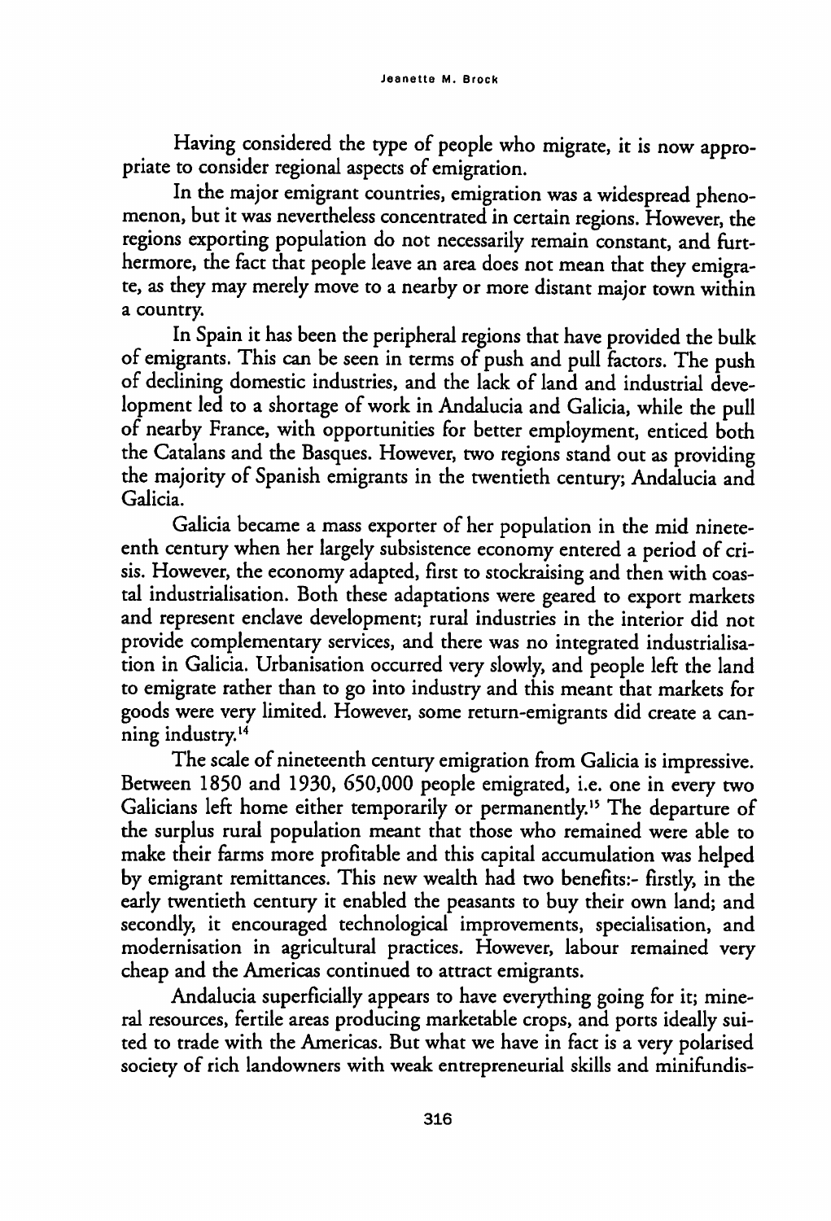Having considered the type of people who migrate, it is now appropriate to consider regional aspects of emigration.

In the major emigrant countries, emigration was a widespread phenomenon, but it was nevertheless concentrated in certain regions. However, the regions exporting population do not necessarily remain constant, and furthermore, the fact that people leave an area does not mean that they emigrate, as they may merely move to a nearby or more distant major town within a country.

In Spain it has been the peripheral regions that have provided the bulk of emigrants. This can be seen in terms of push and pull factors. The push of declining domestic industries, and the lack of land and industrial development led to a shortage of work in Andalucia and Galicia, while the pull of nearby France, with opportunities for better employment, enticed both the Catalans and the Basques. However, two regions stand out as providing the majority of Spanish emigrants in the twentieth century; Andalucia and Galicia.

Galicia became a mass exporter of her population in the mid nineteenth century when her largely subsistence economy entered a period of crisis. However, the economy adapted, first to stockraising and then with coastal industrialisation. Both these adaptations were geared to export markets and represent enclave development; rural industries in the interior did not provide complementary services, and there was no integrated industrialisation in Galicia. Urbanisation occurred very slowly, and people left the land to emigrate rather than to go into industry and this meant that markets for goods were very limited. However, some return-emigrants did create a canning industry.[14]

The scale of nineteenth century emigration from Galicia is impressive. Between 1850 and 1930, 650,000 people emigrated, i.e. one in every two Galicians left home either temporarily or permanently.[15] The departure of the surplus rural population meant that those who remained were able to make their farms more profitable and this capital accumulation was helped by emigrant remittances. This new wealth had two benefits:- firstly, in the early twentieth century it enabled the peasants to buy their own land; and secondly, it encouraged technological improvements, specialisation, and modernisation in agricultural practices. However, labour remained very cheap and the Americas continued to attract emigrants.

Andalucia superficially appears to have everything going for it; mineral resources, fertile areas producing marketable crops, and ports ideally suited to trade with the Americas. But what we have in fact is a very polarised society of rich landowners with weak entrepreneurial skills and minifundis-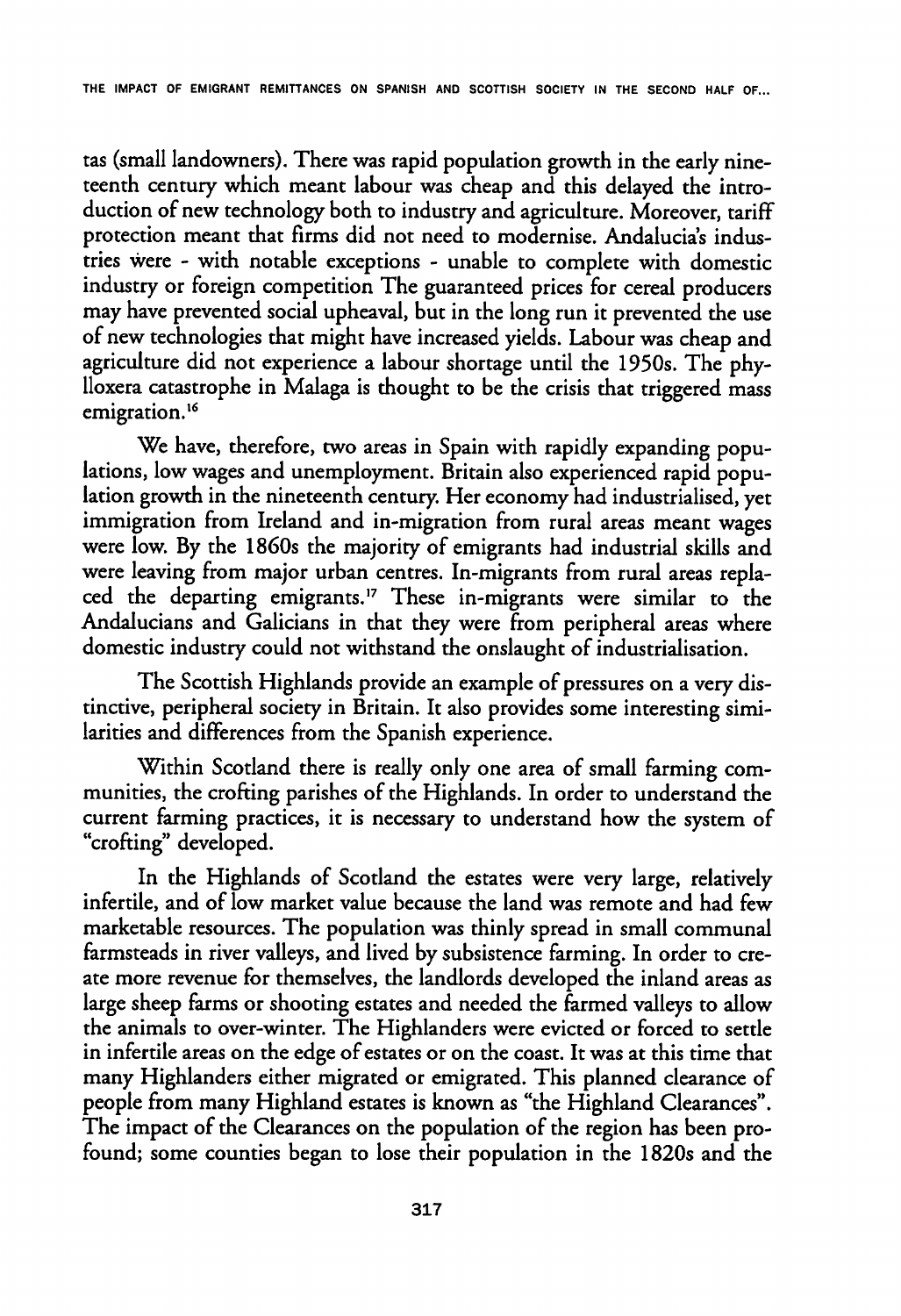tas (small landowners). There was rapid population growth in the early nineteenth century which meant labour was cheap and this delayed the introduction of new technology both to industry and agriculture. Moreover, tariff protection meant that firms did not need to modernise. Andalucia's industries were - with notable exceptions - unable to complete with domestic industry or foreign competition The guaranteed prices for cereal producers may have prevented social upheaval, but in the long run it prevented the use of new technologies that might have increased yields. Labour was cheap and agriculture did not experience a labour shortage until the 1950s. The phylloxera catastrophe in Malaga is thought to be the crisis that triggered mass emigration.[16]

We have, therefore, two areas in Spain with rapidly expanding populations, low wages and unemployment. Britain also experienced rapid population growth in the nineteenth century. Her economy had industrialised, yet immigration from Ireland and in-migration from rural areas meant wages were low. By the 1860s the majority of emigrants had industrial skills and were leaving from major urban centres. In-migrants from rural areas replaced the departing emigrants.[17] These in-migrants were similar to the Andalucians and Galicians in that they were from peripheral areas where domestic industry could not withstand the onslaught of industrialisation.

The Scottish Highlands provide an example of pressures on a very distinctive, peripheral society in Britain. It also provides some interesting similarities and differences from the Spanish experience.

Within Scotland there is really only one area of small farming communities, the crofting parishes of the Highlands. In order to understand the current farming practices, it is necessary to understand how the system of "crofting" developed.

In the Highlands of Scotland the estates were very large, relatively infertile, and of low market value because the land was remote and had few marketable resources. The population was thinly spread in small communal farmsteads in river valleys, and lived by subsistence farming. In order to create more revenue for themselves, the landlords developed the inland areas as large sheep farms or shooting estates and needed the farmed valleys to allow the animals to over-winter. The Highlanders were evicted or forced to settle in infertile areas on the edge of estates or on the coast. It was at this time that many Highlanders either migrated or emigrated. This planned clearance of people from many Highland estates is known as "the Highland Clearances". The impact of the Clearances on the population of the region has been profound; some counties began to lose their population in the 1820s and the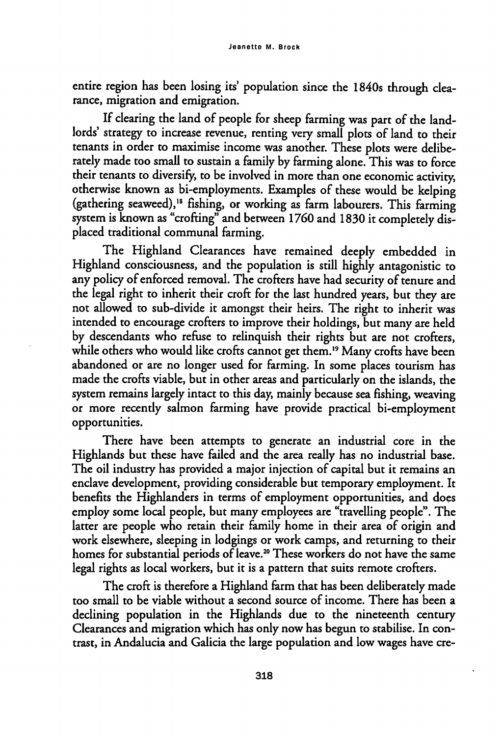entire region has been losing its' population since the 1840s through clearance, migration and emigration.

If clearing the land of people for sheep farming was part of the landlords' strategy to increase revenue, renting very small plots of land to their tenants in order to maximise income was another. These plots were deliberately made too small to sustain a family by farming alone. This was to force their tenants to diversify, to be involved in more than one economic activity, otherwise known as bi-employments. Examples of these would be kelping (gathering seaweed),[18] fishing, or working as farm labourers. This farming system is known as "crofting" and between 1760 and 1830 it completely displaced traditional communal farming.

The Highland Clearances have remained deeply embedded in Highland consciousness, and the population is still highly antagonistic to any policy of enforced removal. The crofters have had security of tenure and the legal right to inherit their croft for the last hundred years, but they are not allowed to sub-divide it amongst their heirs. The right to inherit was intended to encourage crofters to improve their holdings, but many are held by descendants who refuse to relinquish their rights but are not crofters, while others who would like crofts cannot get them.[19] Many crofts have been abandoned or are no longer used for farming. In some places tourism has made the crofts viable, but in other areas and particularly on the islands, the system remains largely intact to this day, mainly because sea fishing, weaving or more recently salmon farming have provide practical bi-employment opportunities.

There have been attempts to generate an industrial core in the Highlands but these have failed and the area really has no industrial base. The oil industry has provided a major injection of capital but it remains an enclave development, providing considerable but temporary employment. It benefits the Highlanders in terms of employment opportunities, and does employ some local people, but many employees are "travelling people". The latter are people who retain their family home in their area of origin and work elsewhere, sleeping in lodgings or work camps, and returning to their homes for substantial periods of leave.[20] These workers do not have the same legal rights as local workers, but it is a pattern that suits remote crofters.

The croft is therefore a Highland farm that has been deliberately made too small to be viable without a second source of income. There has been a declining population in the Highlands due to the nineteenth century Clearances and migration which has only now has begun to stabilise. In contrast, in Andalucia and Galicia the large population and low wages have cre-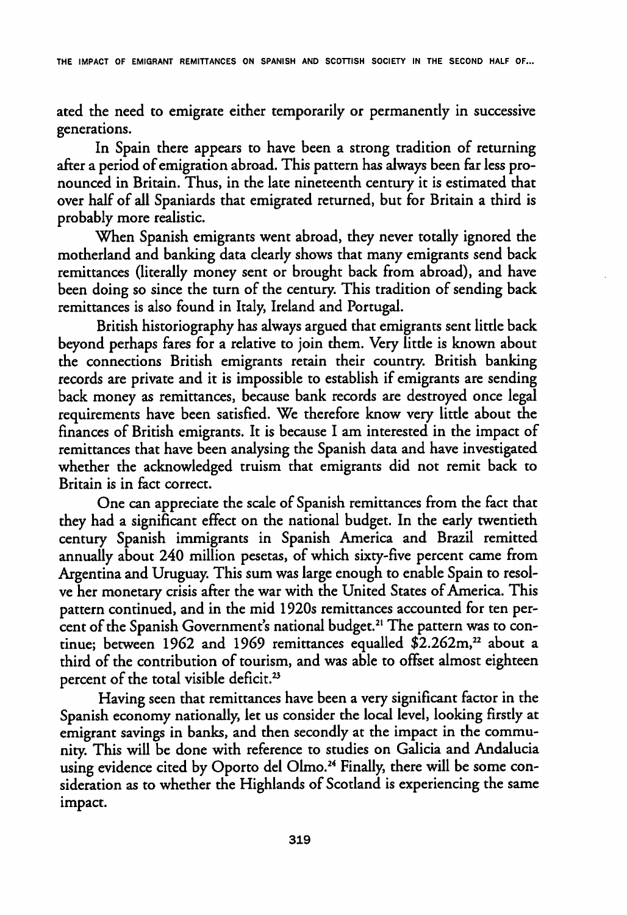ated the need to emigrate either temporarily or permanently in successive generations.

In Spain there appears to have been a strong tradition of returning after a period of emigration abroad. This pattern has always been far less pronounced in Britain. Thus, in the late nineteenth century it is estimated that over half of all Spaniards that emigrated returned, but for Britain a third is probably more realistic.

When Spanish emigrants went abroad, they never totally ignored the motherland and banking data clearly shows that many emigrants send back remittances (literally money sent or brought back from abroad), and have been doing so since the turn of the century. This tradition of sending back remittances is also found in Italy, Ireland and Portugal.

British historiography has always argued that emigrants sent little back beyond perhaps fares for a relative to join them. Very little is known about the connections British emigrants retain their country. British banking records are private and it is impossible to establish if emigrants are sending back money as remittances, because bank records are destroyed once legal requirements have been satisfied. We therefore know very little about the finances of British emigrants. It is because I am interested in the impact of remittances that have been analysing the Spanish data and have investigated whether the acknowledged truism that emigrants did not remit back to Britain is in fact correct.

One can appreciate the scale of Spanish remittances from the fact that they had a significant effect on the national budget. In the early twentieth century Spanish immigrants in Spanish America and Brazil remitted annually about 240 million pesetas, of which sixty-five percent came from Argentina and Uruguay. This sum was large enough to enable Spain to resolve her monetary crisis after the war with the United States of America. This pattern continued, and in the mid 1920s remittances accounted for ten percent of the Spanish Government's national budget.[21] The pattern was to continue; between 1962 and 1969 remittances equalled \$2.262m,[22] about a third of the contribution of tourism, and was able to offset almost eighteen percent of the total visible deficit.[23]

Having seen that remittances have been a very significant factor in the Spanish economy nationally, let us consider the local level, looking firstly at emigrant savings in banks, and then secondly at the impact in the community. This will be done with reference to studies on Galicia and Andalucia using evidence cited by Oporto del Olmo.[24] Finally, there will be some consideration as to whether the Highlands of Scotland is experiencing the same impact.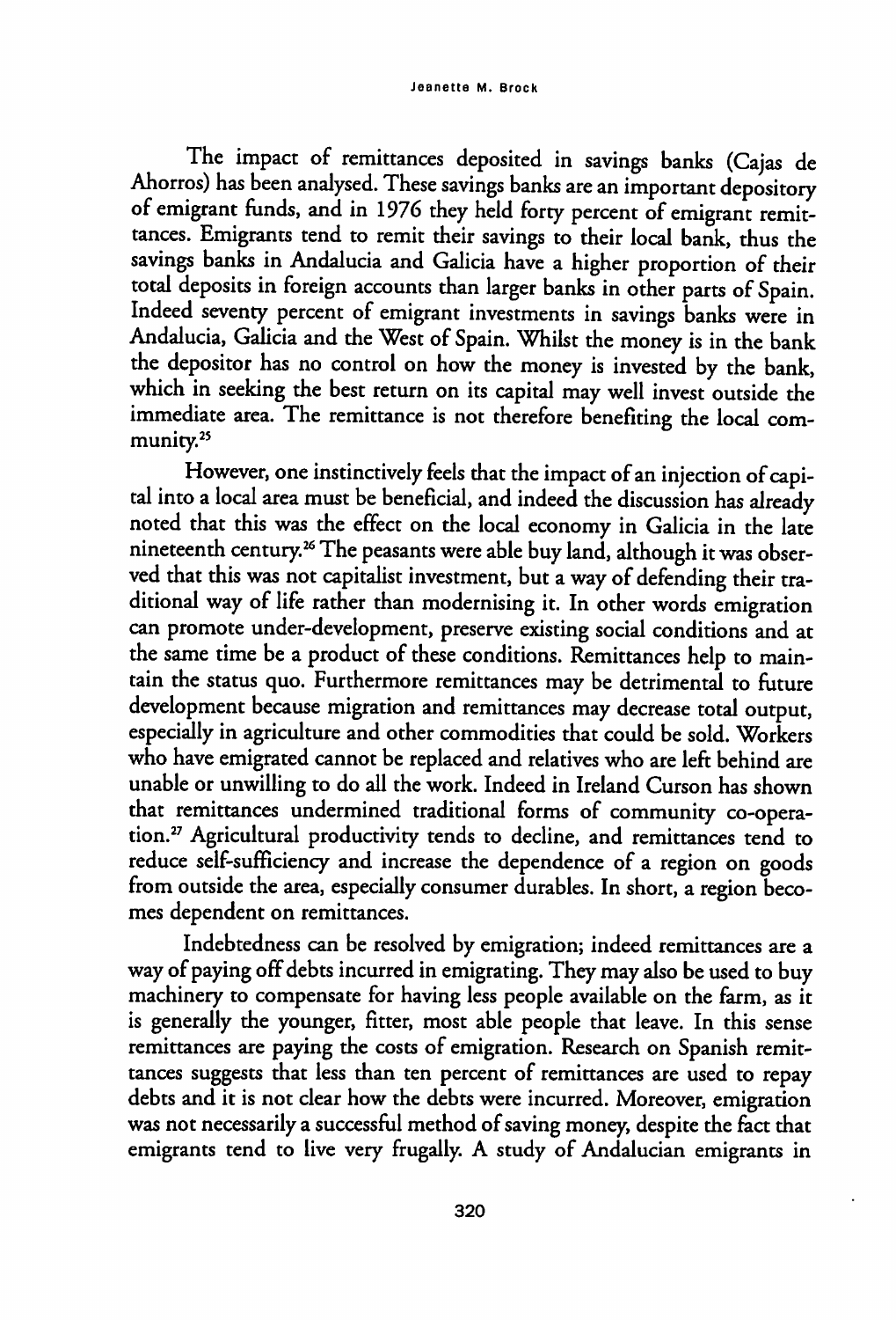The impact of remittances deposited in savings banks (Cajas de Ahorros) has been analysed. These savings banks are an important depository of emigrant funds, and in 1976 they held forty percent of emigrant remittances. Emigrants tend to remit their savings to their local bank, thus the savings banks in Andalucia and Galicia have a higher proportion of their total deposits in foreign accounts than larger banks in other parts of Spain. Indeed seventy percent of emigrant investments in savings banks were in Andalucia, Galicia and the West of Spain. Whilst the money is in the bank the depositor has no control on how the money is invested by the bank, which in seeking the best return on its capital may well invest outside the immediate area. The remittance is not therefore benefiting the local community.[25]

However, one instinctively feels that the impact of an injection of capital into a local area must be beneficial, and indeed the discussion has already noted that this was the effect on the local economy in Galicia in the late nineteenth century.[26] The peasants were able buy land, although it was observed that this was not capitalist investment, but a way of defending their traditional way of life rather than modernising it. In other words emigration can promote under-development, preserve existing social conditions and at the same time be a product of these conditions. Remittances help to maintain the status quo. Furthermore remittances may be detrimental to future development because migration and remittances may decrease total output, especially in agriculture and other commodities that could be sold. Workers who have emigrated cannot be replaced and relatives who are left behind are unable or unwilling to do all the work. Indeed in Ireland Curson has shown that remittances undermined traditional forms of community co-operation.[27] Agricultural productivity tends to decline, and remittances tend to reduce self-sufficiency and increase the dependence of a region on goods from outside the area, especially consumer durables. In short, a region becomes dependent on remittances.

Indebtedness can be resolved by emigration; indeed remittances are a way of paying off debts incurred in emigrating. They may also be used to buy machinery to compensate for having less people available on the farm, as it is generally the younger, fitter, most able people that leave. In this sense remittances are paying the costs of emigration. Research on Spanish remittances suggests that less than ten percent of remittances are used to repay debts and it is not clear how the debts were incurred. Moreover, emigration was not necessarily a successful method of saving money, despite the fact that emigrants tend to live very frugally. A study of Andalucian emigrants in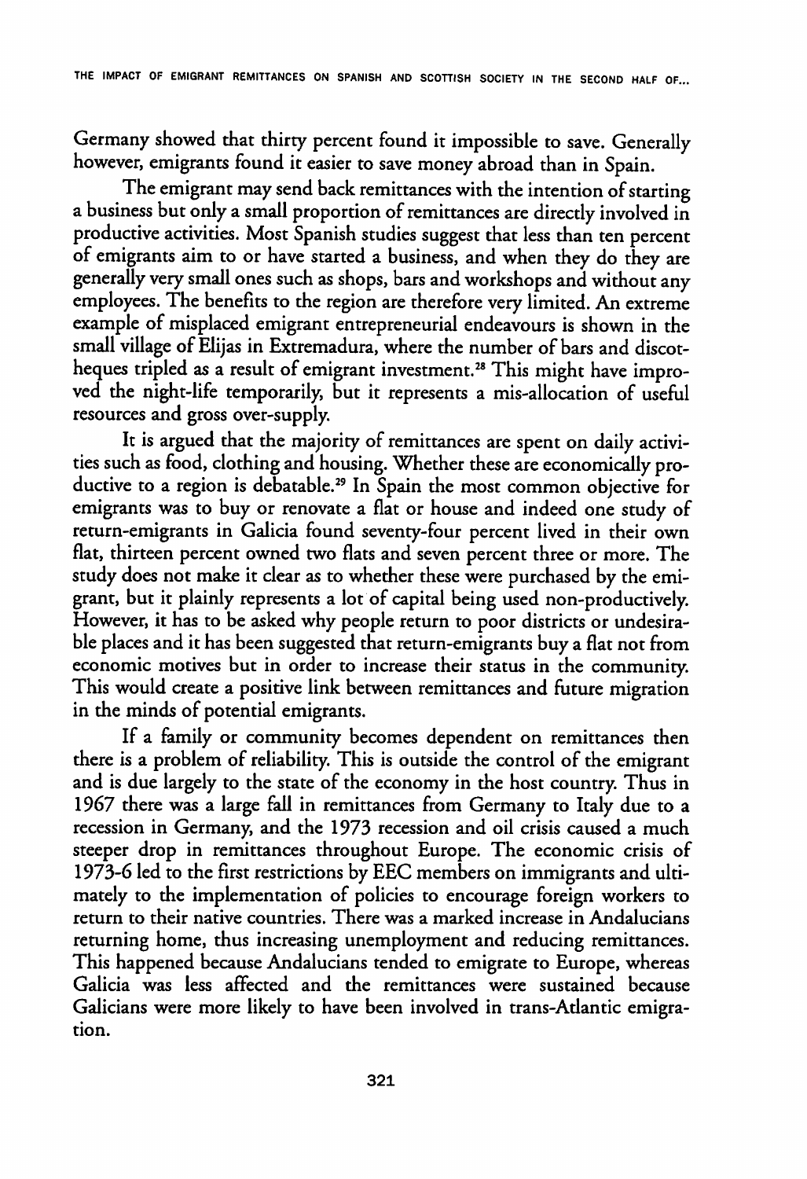Germany showed that thirty percent found it impossible to save. Generally however, emigrants found it easier to save money abroad than in Spain.

The emigrant may send back remittances with the intention of starting a business but only a small proportion of remittances are directly involved in productive activities. Most Spanish studies suggest that less than ten percent of emigrants aim to or have started a business, and when they do they are generally very small ones such as shops, bars and workshops and without any employees. The benefits to the region are therefore very limited. An extreme example of misplaced emigrant entrepreneurial endeavours is shown in the small village of Elijas in Extremadura, where the number of bars and discotheques tripled as a result of emigrant investment.[28] This might have improved the night-life temporarily, but it represents a mis-allocation of useful resources and gross over-supply.

It is argued that the majority of remittances are spent on daily activities such as food, clothing and housing. Whether these are economically productive to a region is debatable.[29] In Spain the most common objective for emigrants was to buy or renovate a flat or house and indeed one study of return-emigrants in Galicia found seventy-four percent lived in their own flat, thirteen percent owned two flats and seven percent three or more. The study does not make it clear as to whether these were purchased by the emigrant, but it plainly represents a lot of capital being used non-productively. However, it has to be asked why people return to poor districts or undesirable places and it has been suggested that return-emigrants buy a flat not from economic motives but in order to increase their status in the community. This would create a positive link between remittances and future migration in the minds of potential emigrants.

If a family or community becomes dependent on remittances then there is a problem of reliability. This is outside the control of the emigrant and is due largely to the state of the economy in the host country. Thus in 1967 there was a large fall in remittances from Germany to Italy due to a recession in Germany, and the 1973 recession and oil crisis caused a much steeper drop in remittances throughout Europe. The economic crisis of 1973-6 led to the first restrictions by EEC members on immigrants and ultimately to the implementation of policies to encourage foreign workers to return to their native countries. There was a marked increase in Andalucians returning home, thus increasing unemployment and reducing remittances. This happened because Andalucians tended to emigrate to Europe, whereas Galicia was less affected and the remittances were sustained because Galicians were more likely to have been involved in trans-Atlantic emigration.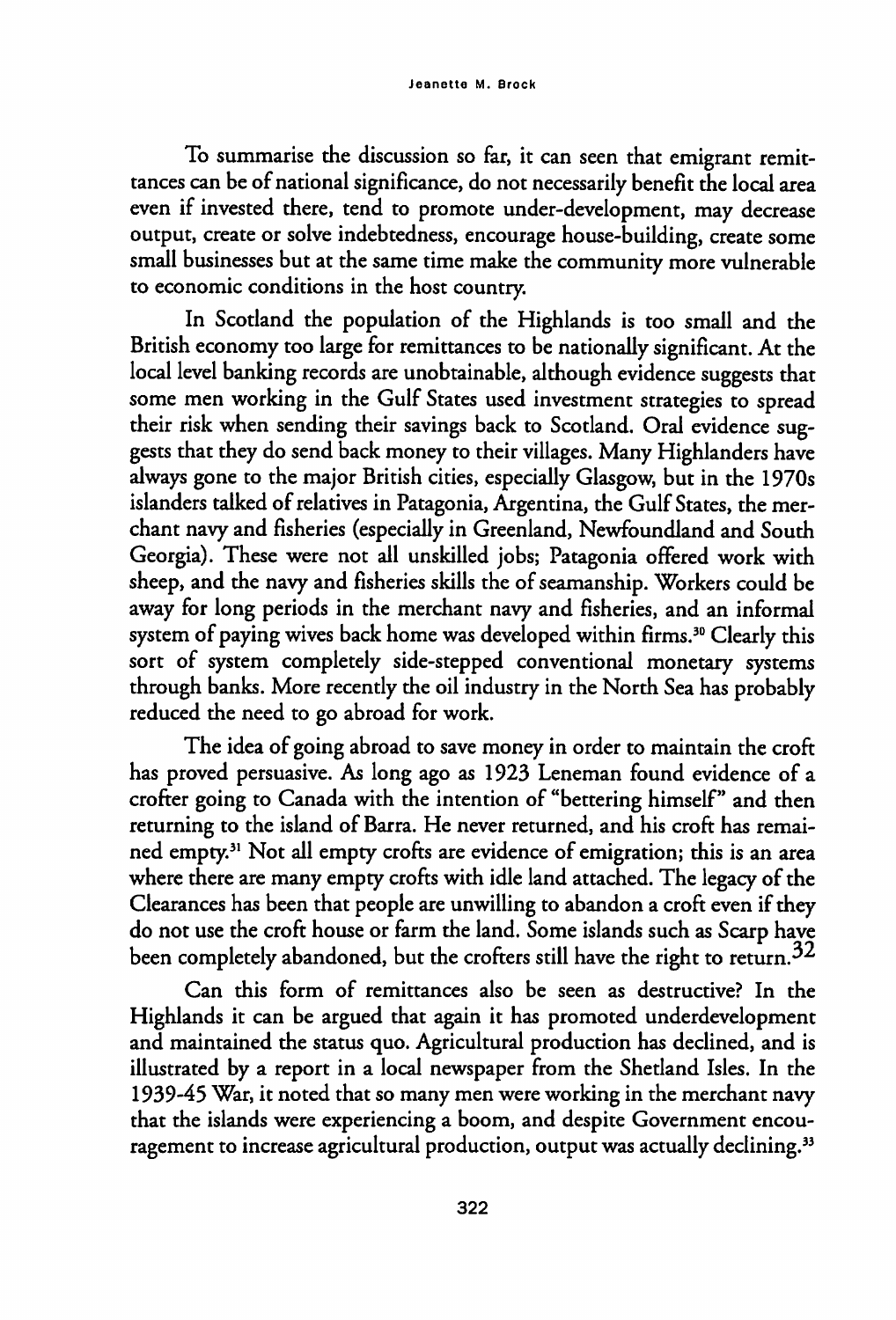To summarise the discussion so far, it can seen that emigrant remittances can be of national significance, do not necessarily benefit the local area even if invested there, tend to promote under-development, may decrease output, create or solve indebtedness, encourage house-building, create some small businesses but at the same time make the community more vulnerable to economic conditions in the host country.

In Scotland the population of the Highlands is too small and the British economy too large for remittances to be nationally significant. At the local level banking records are unobtainable, although evidence suggests that some men working in the Gulf States used investment strategies to spread their risk when sending their savings back to Scotland. Oral evidence suggests that they do send back money to their villages. Many Highlanders have always gone to the major British cities, especially Glasgow, but in the 1970s islanders talked of relatives in Patagonia, Argentina, the Gulf States, the merchant navy and fisheries (especially in Greenland, Newfoundland and South Georgia). These were not all unskilled jobs; Patagonia offered work with sheep, and the navy and fisheries skills the of seamanship. Workers could be away for long periods in the merchant navy and fisheries, and an informal system of paying wives back home was developed within firms.[30] Clearly this sort of system completely side-stepped conventional monetary systems through banks. More recently the oil industry in the North Sea has probably reduced the need to go abroad for work.

The idea of going abroad to save money in order to maintain the croft has proved persuasive. As long ago as 1923 Leneman found evidence of a crofter going to Canada with the intention of "bettering himself" and then returning to the island of Barra. He never returned, and his croft has remained empty.[31] Not all empty crofts are evidence of emigration; this is an area where there are many empty crofts with idle land attached. The legacy of the Clearances has been that people are unwilling to abandon a croft even if they do not use the croft house or farm the land. Some islands such as Scarp have been completely abandoned, but the crofters still have the right to return.[32]

Can this form of remittances also be seen as destructive? In the Highlands it can be argued that again it has promoted underdevelopment and maintained the status quo. Agricultural production has declined, and is illustrated by a report in a local newspaper from the Shetland Isles. In the 1939-45 War, it noted that so many men were working in the merchant navy that the islands were experiencing a boom, and despite Government encouragement to increase agricultural production, output was actually declining.[33]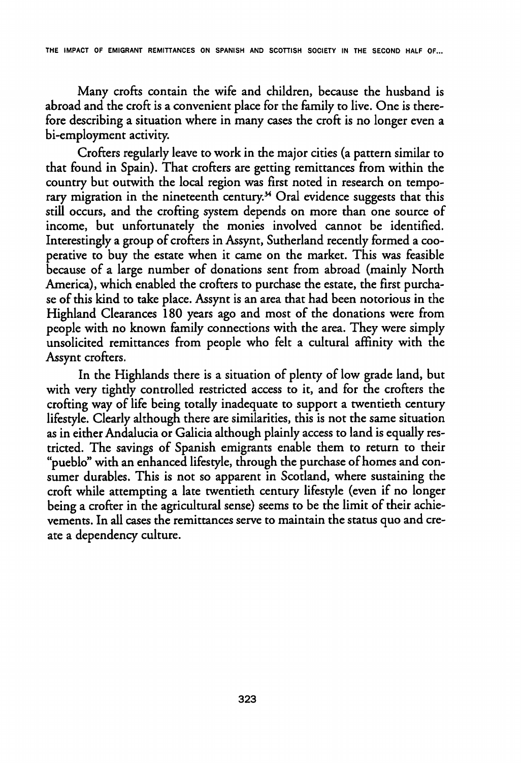Many crofts contain the wife and children, because the husband is abroad and the croft is a convenient place for the family to live. One is therefore describing a situation where in many cases the croft is no longer even a bi-employment activity.

Crofters regularly leave to work in the major cities (a pattern similar to that found in Spain). That crofters are getting remittances from within the country but outwith the local region was first noted in research on temporary migration in the nineteenth century.[34] Oral evidence suggests that this still occurs, and the crofting system depends on more than one source of income, but unfortunately the monies involved cannot be identified. Interestingly a group of crofters in Assynt, Sutherland recently formed a cooperative to buy the estate when it came on the market. This was feasible because of a large number of donations sent from abroad (mainly North America), which enabled the crofters to purchase the estate, the first purchase of this kind to take place. Assynt is an area that had been notorious in the Highland Clearances 180 years ago and most of the donations were from people with no known family connections with the area. They were simply unsolicited remittances from people who felt a cultural affinity with the Assynt crofters.

In the Highlands there is a situation of plenty of low grade land, but with very tightly controlled restricted access to it, and for the crofters the crofting way of life being totally inadequate to support a twentieth century lifestyle. Clearly although there are similarities, this is not the same situation as in either Andalucia or Galicia although plainly access to land is equally restricted. The savings of Spanish emigrants enable them to return to their "pueblo" with an enhanced lifestyle, through the purchase of homes and consumer durables. This is not so apparent in Scotland, where sustaining the croft while attempting a late twentieth century lifestyle (even if no longer being a crofter in the agricultural sense) seems to be the limit of their achievements. In all cases the remittances serve to maintain the status quo and create a dependency culture.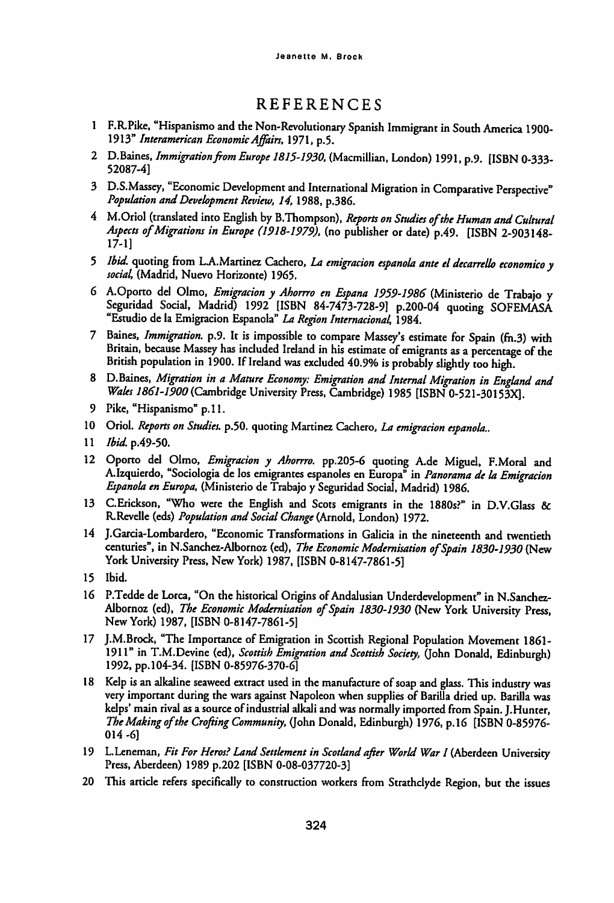## REFERENCES

1. F.R.Pike, "Hispanismo and the Non-Revolutionary Spanish Immigrant in South America 1900-1913" *Interamerican Economic Affairs*, 1971, p.5.
2. D.Baines, *Immigration from Europe 1815-1930*, (Macmillian, London) 1991, p.9. [ISBN 0-333-52087-4]
3. D.S.Massey, "Economic Development and International Migration in Comparative Perspective" *Population and Development Review, 14*, 1988, p.386.
4. M.Oriol (translated into English by B.Thompson), *Reports on Studies of the Human and Cultural Aspects of Migrations in Europe (1918-1979)*, (no publisher or date) p.49. [ISBN 2-903148-17-1]
5. *Ibid.* quoting from L.A.Martinez Cachero, *La emigracion espanola ante el decarrello economico y social*, (Madrid, Nuevo Horizonte) 1965.
6. A.Oporto del Olmo, *Emigracion y Ahorrro en Espana 1959-1986* (Ministerio de Trabajo y Seguridad Social, Madrid) 1992 [ISBN 84-7473-728-9] p.200-04 quoting SOFEMASA "Estudio de la Emigracion Espanola" *La Region Internacional*, 1984.
7. Baines, *Immigration.* p.9. It is impossible to compare Massey's estimate for Spain (fn.3) with Britain, because Massey has included Ireland in his estimate of emigrants as a percentage of the British population in 1900. If Ireland was excluded 40.9% is probably slightly too high.
8. D.Baines, *Migration in a Mature Economy: Emigration and Internal Migration in England and Wales 1861-1900* (Cambridge University Press, Cambridge) 1985 [ISBN 0-521-30153X].
9. Pike, "Hispanismo" p.11.
10. Oriol. *Reports on Studies.* p.50. quoting Martinez Cachero, *La emigracion espanola..*
11. *Ibid.* p.49-50.
12. Oporto del Olmo, *Emigracion y Ahorrro.* pp.205-6 quoting A.de Miguel, F.Moral and A.Izquierdo, "Sociologia de los emigrantes espanoles en Europa" in *Panorama de la Emigracion Espanola en Europa*, (Ministerio de Trabajo y Seguridad Social, Madrid) 1986.
13. C.Erickson, "Who were the English and Scots emigrants in the 1880s?" in D.V.Glass & R.Revelle (eds) *Population and Social Change* (Arnold, London) 1972.
14. J.Garcia-Lombardero, "Economic Transformations in Galicia in the nineteenth and twentieth centuries", in N.Sanchez-Albornoz (ed), *The Economic Modernisation of Spain 1830-1930* (New York University Press, New York) 1987, [ISBN 0-8147-7861-5]
15. Ibid.
16. P.Tedde de Lorca, "On the historical Origins of Andalusian Underdevelopment" in N.Sanchez-Albornoz (ed), *The Economic Modernisation of Spain 1830-1930* (New York University Press, New York) 1987, [ISBN 0-8147-7861-5]
17. J.M.Brock, "The Importance of Emigration in Scottish Regional Population Movement 1861-1911" in T.M.Devine (ed), *Scottish Emigration and Scottish Society*, (John Donald, Edinburgh) 1992, pp.104-34. [ISBN 0-85976-370-6]
18. Kelp is an alkaline seaweed extract used in the manufacture of soap and glass. This industry was very important during the wars against Napoleon when supplies of Barilla dried up. Barilla was kelps' main rival as a source of industrial alkali and was normally imported from Spain. J.Hunter, *The Making of the Crofting Community*, (John Donald, Edinburgh) 1976, p.16 [ISBN 0-85976-014 -6]
19. L.Leneman, *Fit For Heros? Land Settlement in Scotland after World War I* (Aberdeen University Press, Aberdeen) 1989 p.202 [ISBN 0-08-037720-3]
20. This article refers specifically to construction workers from Strathclyde Region, but the issues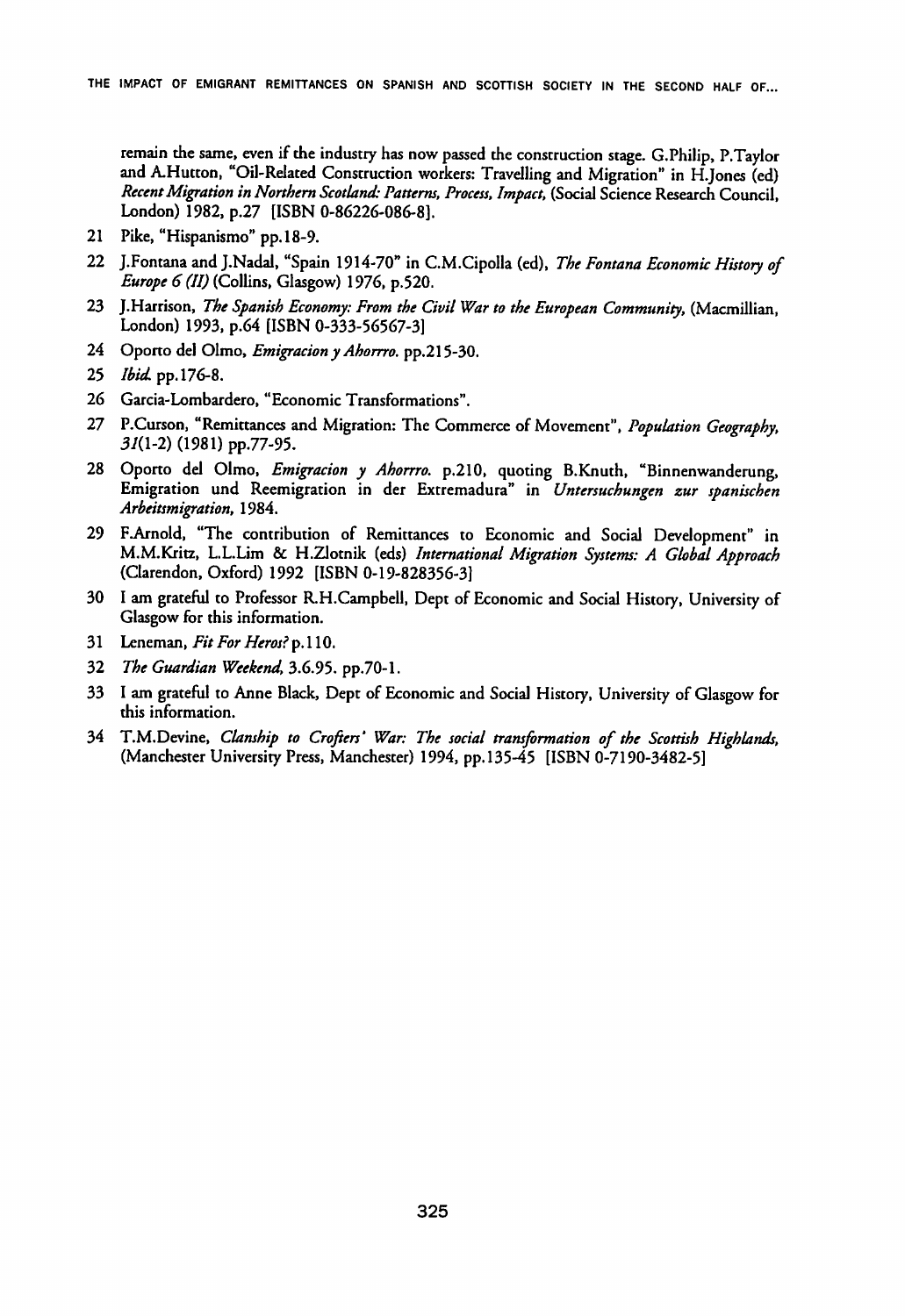remain the same, even if the industry has now passed the construction stage. G.Philip, P.Taylor and A.Hutton, "Oil-Related Construction workers: Travelling and Migration" in H.Jones (ed) *Recent Migration in Northern Scotland: Patterns, Process, Impact,* (Social Science Research Council, London) 1982, p.27 [ISBN 0-86226-086-8].

21 Pike, "Hispanismo" pp.18-9.

22 J.Fontana and J.Nadal, "Spain 1914-70" in C.M.Cipolla (ed), *The Fontana Economic History of Europe 6 (II)* (Collins, Glasgow) 1976, p.520.

23 J.Harrison, *The Spanish Economy: From the Civil War to the European Community,* (Macmillian, London) 1993, p.64 [ISBN 0-333-56567-3]

24 Oporto del Olmo, *Emigracion y Ahorrro.* pp.215-30.

25 *Ibid.* pp.176-8.

26 Garcia-Lombardero, "Economic Transformations".

27 P.Curson, "Remittances and Migration: The Commerce of Movement", *Population Geography, 31*(1-2) (1981) pp.77-95.

28 Oporto del Olmo, *Emigracion y Ahorrro.* p.210, quoting B.Knuth, "Binnenwanderung, Emigration und Reemigration in der Extremadura" in *Untersuchungen zur spanischen Arbeitsmigration,* 1984.

29 F.Arnold, "The contribution of Remittances to Economic and Social Development" in M.M.Kritz, L.L.Lim & H.Zlotnik (eds) *International Migration Systems: A Global Approach* (Clarendon, Oxford) 1992 [ISBN 0-19-828356-3]

30 I am grateful to Professor R.H.Campbell, Dept of Economic and Social History, University of Glasgow for this information.

31 Leneman, *Fit For Heros?* p.110.

32 *The Guardian Weekend,* 3.6.95. pp.70-1.

33 I am grateful to Anne Black, Dept of Economic and Social History, University of Glasgow for this information.

34 T.M.Devine, *Clanship to Crofters' War: The social transformation of the Scottish Highlands,* (Manchester University Press, Manchester) 1994, pp.135-45 [ISBN 0-7190-3482-5]